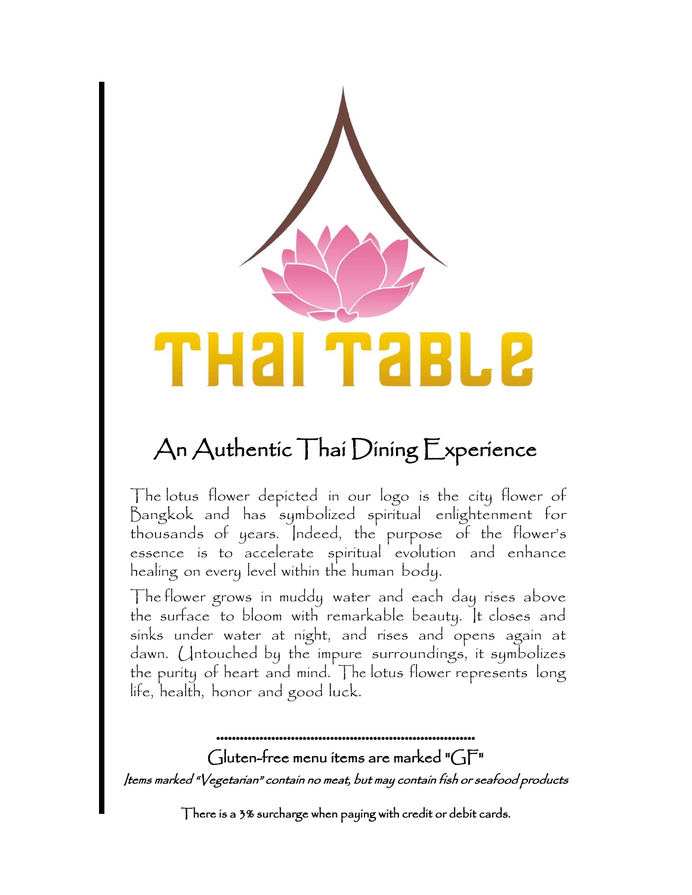# THAI TABLE

## An Authentic Thai Dining Experience

The lotus flower depicted in our logo is the city flower of Bangkok and has symbolized spiritual enlightenment for thousands of years. Indeed, the purpose of the flower's essence is to accelerate spiritual evolution and enhance healing on every level within the human body.

The flower grows in muddy water and each day rises above the surface to bloom with remarkable beauty. It closes and sinks under water at night, and rises and opens again at dawn. Untouched by the impure surroundings, it symbolizes the purity of heart and mind. The lotus flower represents long life, health, honor and good luck.

\*\*\*\*\*\*\*\*\*\*\*\*\*\*\*\*\*\*\*\*\*\*\*\*\*\*\*\*\*\*\*\*\*\*\*\*\*\*\*\*\*\*\*\*\*\*\*\*\*\*\*\*\*\*\*\*\*\*\*\*\*\*\*\*

Gluten-free menu items are marked "GF"

*Items marked "Vegetarian" contain no meat, but may contain fish or seafood products*

There is a 3% surcharge when paying with credit or debit cards.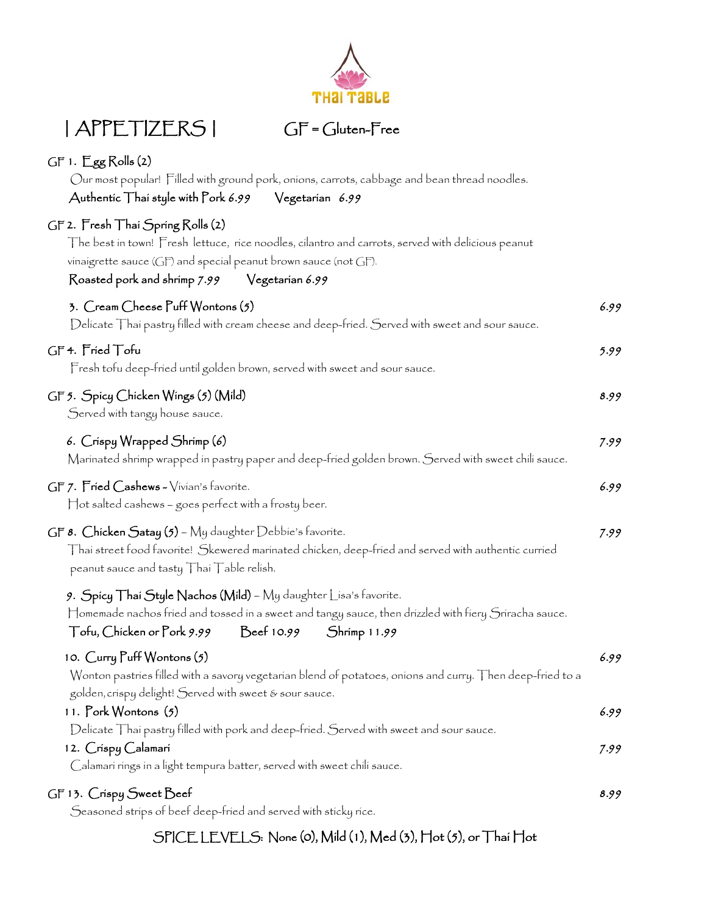THAI TABLE

# | APPETIZERS |

GF = Gluten-Free

**GF 1. Egg Rolls (2)**
Our most popular! Filled with ground pork, onions, carrots, cabbage and bean thread noodles.
**Authentic Thai style with Pork** *6.99* **Vegetarian** *6.99*

**GF 2. Fresh Thai Spring Rolls (2)**
The best in town! Fresh lettuce, rice noodles, cilantro and carrots, served with delicious peanut vinaigrette sauce (GF) and special peanut brown sauce (not GF).
**Roasted pork and shrimp** *7.99* **Vegetarian** *6.99*

**3. Cream Cheese Puff Wontons (5)** *6.99*
Delicate Thai pastry filled with cream cheese and deep-fried. Served with sweet and sour sauce.

**GF 4. Fried Tofu** *5.99*
Fresh tofu deep-fried until golden brown, served with sweet and sour sauce.

**GF 5. Spicy Chicken Wings (5) (Mild)** *8.99*
Served with tangy house sauce.

**6. Crispy Wrapped Shrimp (6)** *7.99*
Marinated shrimp wrapped in pastry paper and deep-fried golden brown. Served with sweet chili sauce.

**GF 7. Fried Cashews** - Vivian's favorite. *6.99*
Hot salted cashews – goes perfect with a frosty beer.

**GF 8. Chicken Satay (5)** – My daughter Debbie's favorite. *7.99*
Thai street food favorite! Skewered marinated chicken, deep-fried and served with authentic curried peanut sauce and tasty Thai Table relish.

**9. Spicy Thai Style Nachos (Mild)** – My daughter Lisa's favorite.
Homemade nachos fried and tossed in a sweet and tangy sauce, then drizzled with fiery Sriracha sauce.
**Tofu, Chicken or Pork** *9.99* **Beef** *10.99* **Shrimp** *11.99*

**10. Curry Puff Wontons (5)** *6.99*
Wonton pastries filled with a savory vegetarian blend of potatoes, onions and curry. Then deep-fried to a golden, crispy delight! Served with sweet & sour sauce.

**11. Pork Wontons (5)** *6.99*
Delicate Thai pastry filled with pork and deep-fried. Served with sweet and sour sauce.

**12. Crispy Calamari** *7.99*
Calamari rings in a light tempura batter, served with sweet chili sauce.

**GF 13. Crispy Sweet Beef** *8.99*
Seasoned strips of beef deep-fried and served with sticky rice.

SPICE LEVELS: None (0), Mild (1), Med (3), Hot (5), or Thai Hot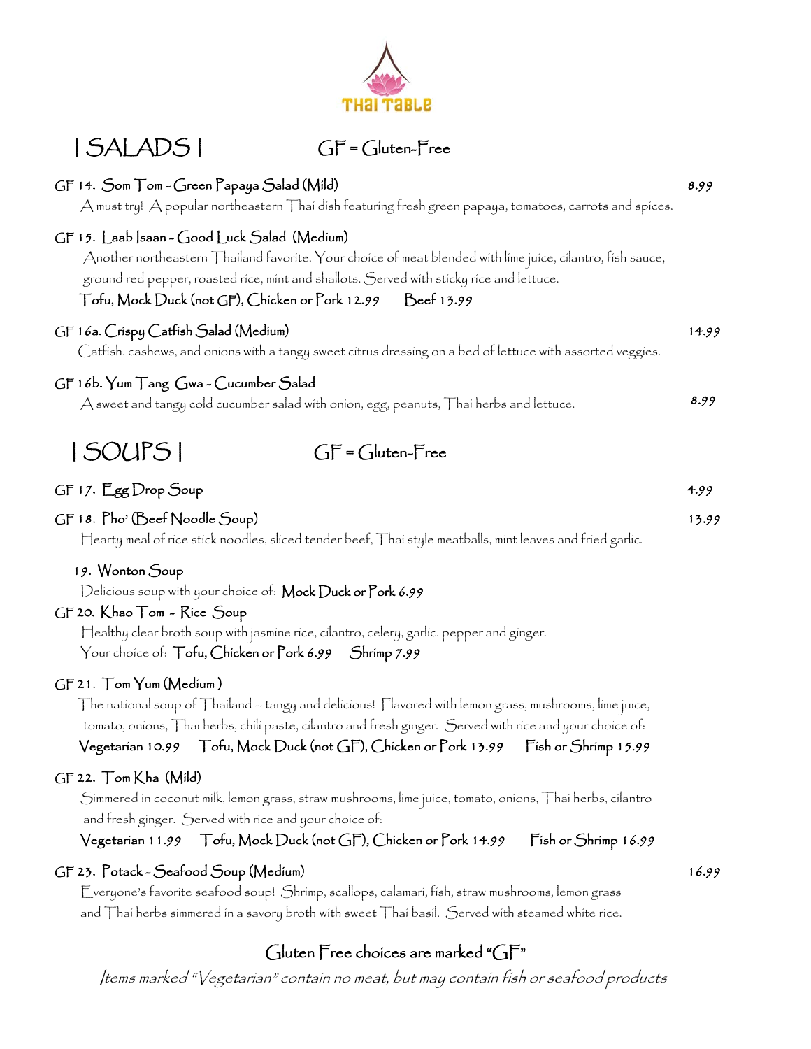THAI TABLE

## | SALADS |

GF = Gluten-Free

**GF 14. Som Tom - Green Papaya Salad (Mild)** 8.99
A must try! A popular northeastern Thai dish featuring fresh green papaya, tomatoes, carrots and spices.

**GF 15. Laab Isaan - Good Luck Salad (Medium)**
Another northeastern Thailand favorite. Your choice of meat blended with lime juice, cilantro, fish sauce, ground red pepper, roasted rice, mint and shallots. Served with sticky rice and lettuce.
Tofu, Mock Duck (not GF), Chicken or Pork 12.99 Beef 13.99

**GF 16a. Crispy Catfish Salad (Medium)** 14.99
Catfish, cashews, and onions with a tangy sweet citrus dressing on a bed of lettuce with assorted veggies.

**GF 16b. Yum Tang Gwa - Cucumber Salad** 8.99
A sweet and tangy cold cucumber salad with onion, egg, peanuts, Thai herbs and lettuce.

## | SOUPS |

GF = Gluten-Free

**GF 17. Egg Drop Soup** 4.99

**GF 18. Pho' (Beef Noodle Soup)** 13.99
Hearty meal of rice stick noodles, sliced tender beef, Thai style meatballs, mint leaves and fried garlic.

**19. Wonton Soup**
Delicious soup with your choice of: Mock Duck or Pork 6.99

**GF 20. Khao Tom - Rice Soup**
Healthy clear broth soup with jasmine rice, cilantro, celery, garlic, pepper and ginger.
Your choice of: Tofu, Chicken or Pork 6.99 Shrimp 7.99

**GF 21. Tom Yum (Medium)**
The national soup of Thailand – tangy and delicious! Flavored with lemon grass, mushrooms, lime juice, tomato, onions, Thai herbs, chili paste, cilantro and fresh ginger. Served with rice and your choice of:
Vegetarian 10.99 Tofu, Mock Duck (not GF), Chicken or Pork 13.99 Fish or Shrimp 15.99

**GF 22. Tom Kha (Mild)**
Simmered in coconut milk, lemon grass, straw mushrooms, lime juice, tomato, onions, Thai herbs, cilantro and fresh ginger. Served with rice and your choice of:
Vegetarian 11.99 Tofu, Mock Duck (not GF), Chicken or Pork 14.99 Fish or Shrimp 16.99

**GF 23. Potack - Seafood Soup (Medium)** 16.99
Everyone's favorite seafood soup! Shrimp, scallops, calamari, fish, straw mushrooms, lemon grass and Thai herbs simmered in a savory broth with sweet Thai basil. Served with steamed white rice.

Gluten Free choices are marked "GF"

*Items marked "Vegetarian" contain no meat, but may contain fish or seafood products*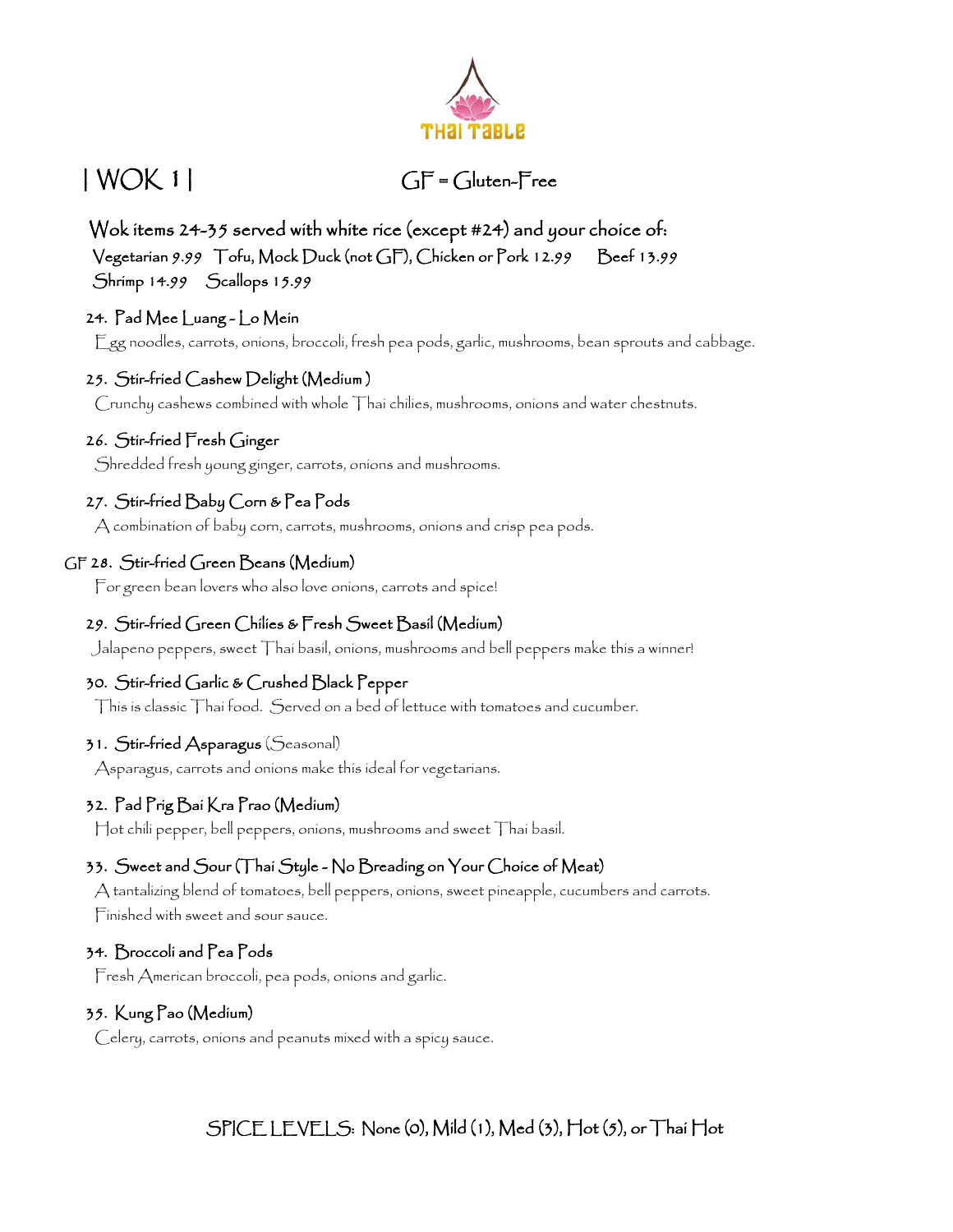THAI TABLE

# | WOK 1 |

GF = Gluten-Free

**Wok items 24-35 served with white rice (except #24) and your choice of:**

Vegetarian *9.99* Tofu, Mock Duck (not GF), Chicken or Pork *12.99* Beef *13.99*
Shrimp *14.99* Scallops *15.99*

**24. Pad Mee Luang - Lo Mein**
Egg noodles, carrots, onions, broccoli, fresh pea pods, garlic, mushrooms, bean sprouts and cabbage.

**25. Stir-fried Cashew Delight (Medium )**
Crunchy cashews combined with whole Thai chilies, mushrooms, onions and water chestnuts.

**26. Stir-fried Fresh Ginger**
Shredded fresh young ginger, carrots, onions and mushrooms.

**27. Stir-fried Baby Corn & Pea Pods**
A combination of baby corn, carrots, mushrooms, onions and crisp pea pods.

**GF 28. Stir-fried Green Beans (Medium)**
For green bean lovers who also love onions, carrots and spice!

**29. Stir-fried Green Chilies & Fresh Sweet Basil (Medium)**
Jalapeno peppers, sweet Thai basil, onions, mushrooms and bell peppers make this a winner!

**30. Stir-fried Garlic & Crushed Black Pepper**
This is classic Thai food. Served on a bed of lettuce with tomatoes and cucumber.

**31. Stir-fried Asparagus** (Seasonal)
Asparagus, carrots and onions make this ideal for vegetarians.

**32. Pad Prig Bai Kra Prao (Medium)**
Hot chili pepper, bell peppers, onions, mushrooms and sweet Thai basil.

**33. Sweet and Sour (Thai Style - No Breading on Your Choice of Meat)**
A tantalizing blend of tomatoes, bell peppers, onions, sweet pineapple, cucumbers and carrots. Finished with sweet and sour sauce.

**34. Broccoli and Pea Pods**
Fresh American broccoli, pea pods, onions and garlic.

**35. Kung Pao (Medium)**
Celery, carrots, onions and peanuts mixed with a spicy sauce.

SPICE LEVELS: None (0), Mild (1), Med (3), Hot (5), or Thai Hot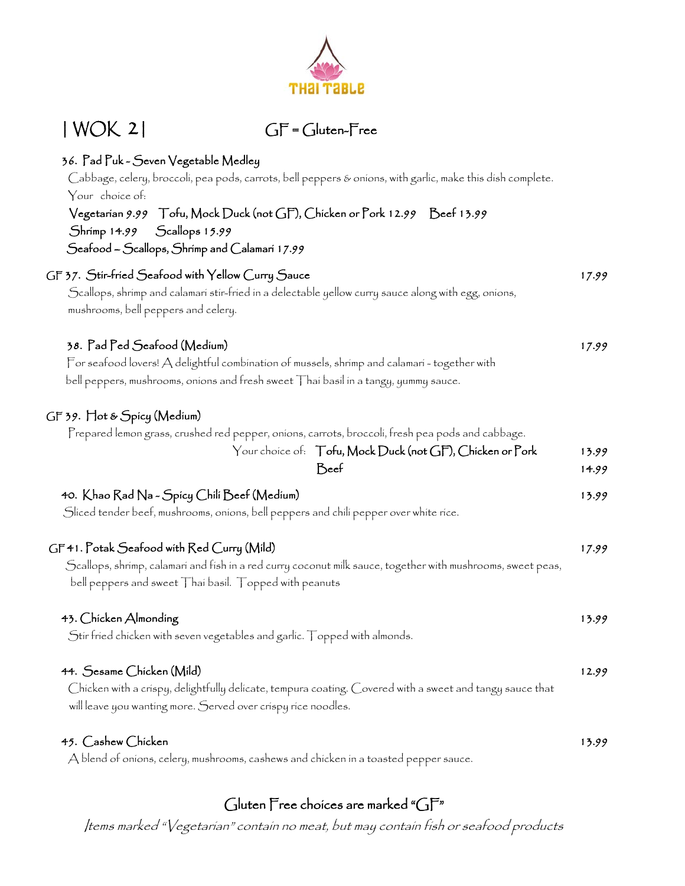THAI TABLE

# | WOK 2 |

GF = Gluten-Free

### 36. Pad Puk - Seven Vegetable Medley

Cabbage, celery, broccoli, pea pods, carrots, bell peppers & onions, with garlic, make this dish complete.

Your choice of:

Vegetarian 9.99   Tofu, Mock Duck (not GF), Chicken or Pork 12.99   Beef 13.99

Shrimp 14.99   Scallops 15.99

Seafood – Scallops, Shrimp and Calamari 17.99

### GF 37. Stir-fried Seafood with Yellow Curry Sauce — 17.99

Scallops, shrimp and calamari stir-fried in a delectable yellow curry sauce along with egg, onions, mushrooms, bell peppers and celery.

### 38. Pad Ped Seafood (Medium) — 17.99

For seafood lovers! A delightful combination of mussels, shrimp and calamari - together with bell peppers, mushrooms, onions and fresh sweet Thai basil in a tangy, yummy sauce.

### GF 39. Hot & Spicy (Medium)

Prepared lemon grass, crushed red pepper, onions, carrots, broccoli, fresh pea pods and cabbage.

Your choice of: Tofu, Mock Duck (not GF), Chicken or Pork — 13.99

Beef — 14.99

### 40. Khao Rad Na - Spicy Chili Beef (Medium) — 13.99

Sliced tender beef, mushrooms, onions, bell peppers and chili pepper over white rice.

### GF 41. Potak Seafood with Red Curry (Mild) — 17.99

Scallops, shrimp, calamari and fish in a red curry coconut milk sauce, together with mushrooms, sweet peas, bell peppers and sweet Thai basil. Topped with peanuts

### 43. Chicken Almonding — 13.99

Stir fried chicken with seven vegetables and garlic. Topped with almonds.

### 44. Sesame Chicken (Mild) — 12.99

Chicken with a crispy, delightfully delicate, tempura coating. Covered with a sweet and tangy sauce that will leave you wanting more. Served over crispy rice noodles.

### 45. Cashew Chicken — 13.99

A blend of onions, celery, mushrooms, cashews and chicken in a toasted pepper sauce.

Gluten Free choices are marked "GF"

*Items marked "Vegetarian" contain no meat, but may contain fish or seafood products*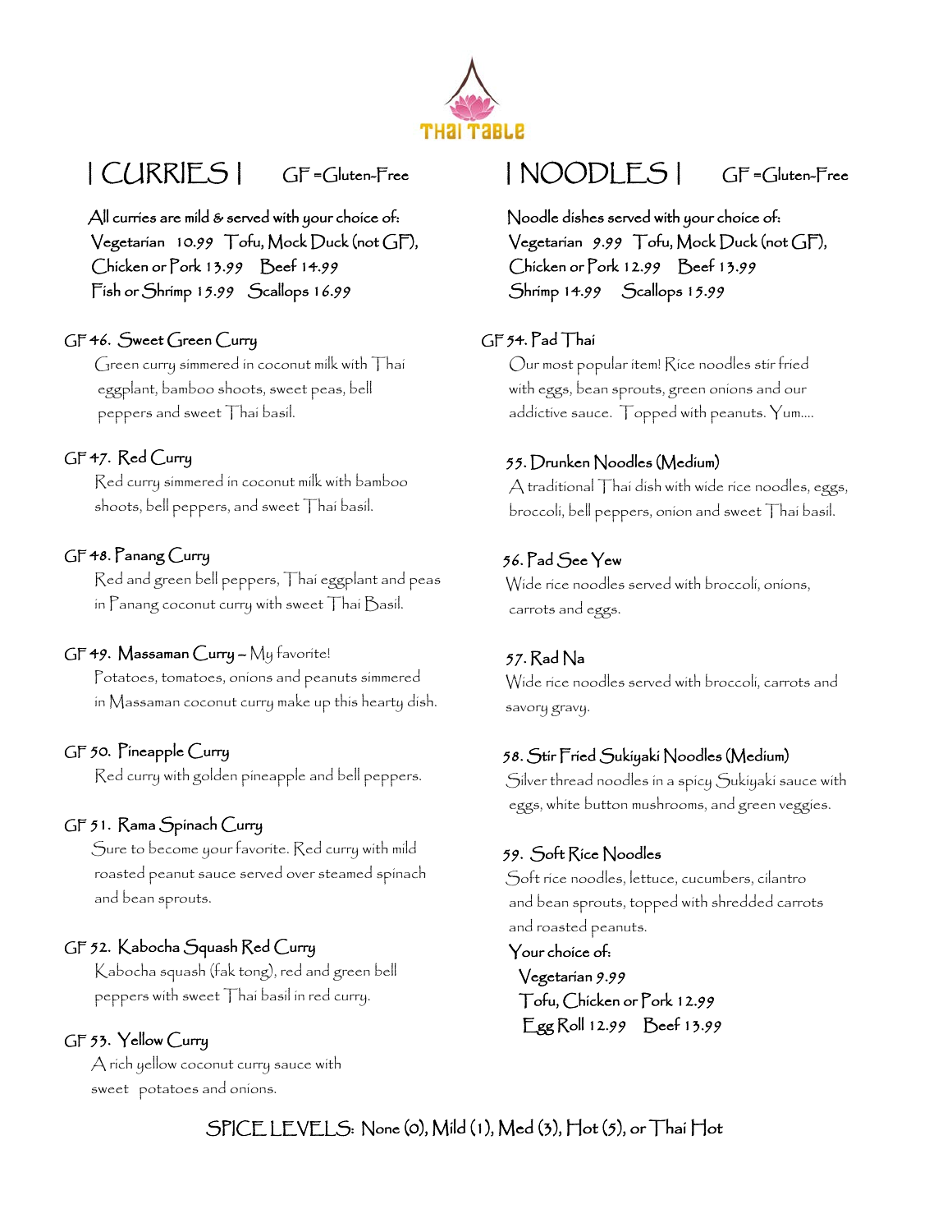THAI TABLE

## | CURRIES |

GF =Gluten-Free

All curries are mild & served with your choice of:
Vegetarian 10.99 Tofu, Mock Duck (not GF),
Chicken or Pork 13.99 Beef 14.99
Fish or Shrimp 15.99 Scallops 16.99

**GF 46. Sweet Green Curry**
Green curry simmered in coconut milk with Thai eggplant, bamboo shoots, sweet peas, bell peppers and sweet Thai basil.

**GF 47. Red Curry**
Red curry simmered in coconut milk with bamboo shoots, bell peppers, and sweet Thai basil.

**GF 48. Panang Curry**
Red and green bell peppers, Thai eggplant and peas in Panang coconut curry with sweet Thai Basil.

**GF 49. Massaman Curry** – My favorite!
Potatoes, tomatoes, onions and peanuts simmered in Massaman coconut curry make up this hearty dish.

**GF 50. Pineapple Curry**
Red curry with golden pineapple and bell peppers.

**GF 51. Rama Spinach Curry**
Sure to become your favorite. Red curry with mild roasted peanut sauce served over steamed spinach and bean sprouts.

**GF 52. Kabocha Squash Red Curry**
Kabocha squash (fak tong), red and green bell peppers with sweet Thai basil in red curry.

**GF 53. Yellow Curry**
A rich yellow coconut curry sauce with sweet potatoes and onions.

## | NOODLES |

GF =Gluten-Free

Noodle dishes served with your choice of:
Vegetarian 9.99 Tofu, Mock Duck (not GF),
Chicken or Pork 12.99 Beef 13.99
Shrimp 14.99 Scallops 15.99

**GF 54. Pad Thai**
Our most popular item! Rice noodles stir fried with eggs, bean sprouts, green onions and our addictive sauce. Topped with peanuts. Yum....

**55. Drunken Noodles (Medium)**
A traditional Thai dish with wide rice noodles, eggs, broccoli, bell peppers, onion and sweet Thai basil.

**56. Pad See Yew**
Wide rice noodles served with broccoli, onions, carrots and eggs.

**57. Rad Na**
Wide rice noodles served with broccoli, carrots and savory gravy.

**58. Stir Fried Sukiyaki Noodles (Medium)**
Silver thread noodles in a spicy Sukiyaki sauce with eggs, white button mushrooms, and green veggies.

**59. Soft Rice Noodles**
Soft rice noodles, lettuce, cucumbers, cilantro and bean sprouts, topped with shredded carrots and roasted peanuts.
Your choice of:
Vegetarian 9.99
Tofu, Chicken or Pork 12.99
Egg Roll 12.99 Beef 13.99

SPICE LEVELS: None (0), Mild (1), Med (3), Hot (5), or Thai Hot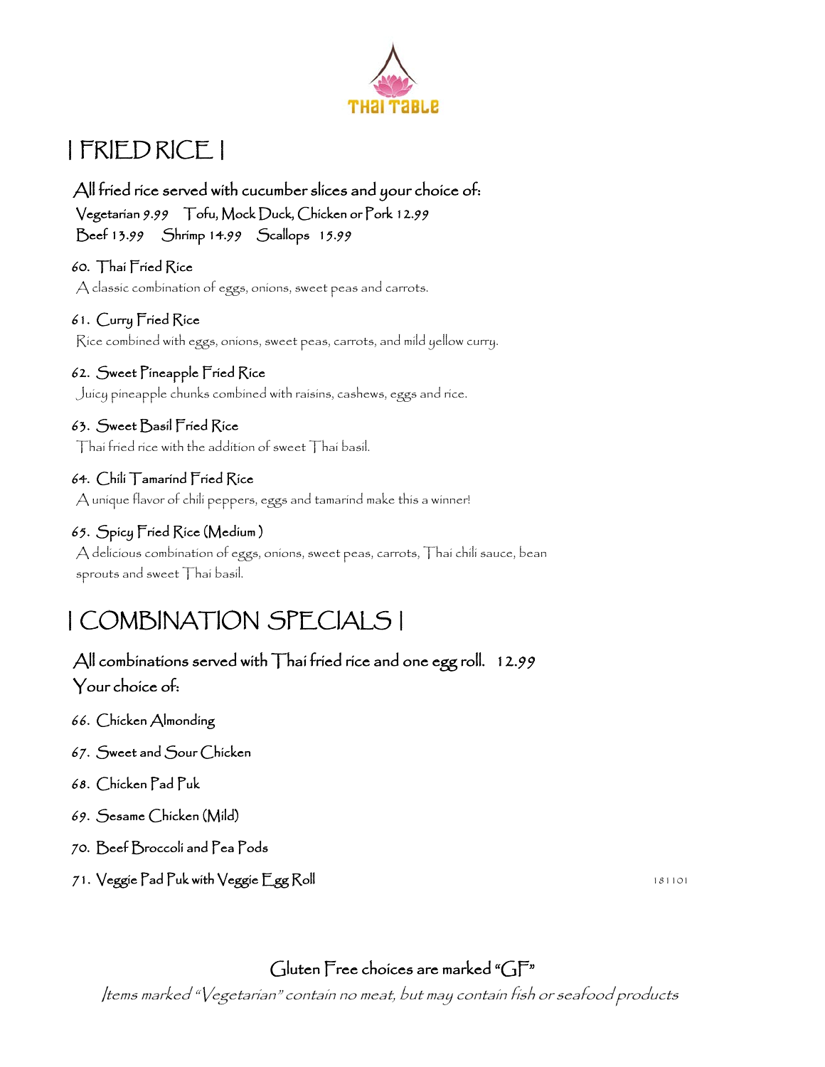THAI TABLE

# | FRIED RICE |

All fried rice served with cucumber slices and your choice of:
Vegetarian 9.99  Tofu, Mock Duck, Chicken or Pork 12.99
Beef 13.99  Shrimp 14.99  Scallops 15.99

60. Thai Fried Rice
A classic combination of eggs, onions, sweet peas and carrots.

61. Curry Fried Rice
Rice combined with eggs, onions, sweet peas, carrots, and mild yellow curry.

62. Sweet Pineapple Fried Rice
Juicy pineapple chunks combined with raisins, cashews, eggs and rice.

63. Sweet Basil Fried Rice
Thai fried rice with the addition of sweet Thai basil.

64. Chili Tamarind Fried Rice
A unique flavor of chili peppers, eggs and tamarind make this a winner!

65. Spicy Fried Rice (Medium )
A delicious combination of eggs, onions, sweet peas, carrots, Thai chili sauce, bean sprouts and sweet Thai basil.

# | COMBINATION SPECIALS |

All combinations served with Thai fried rice and one egg roll. 12.99
Your choice of:

66. Chicken Almonding
67. Sweet and Sour Chicken
68. Chicken Pad Puk
69. Sesame Chicken (Mild)
70. Beef Broccoli and Pea Pods
71. Veggie Pad Puk with Veggie Egg Roll

181101

Gluten Free choices are marked "GF"

*Items marked "Vegetarian" contain no meat, but may contain fish or seafood products*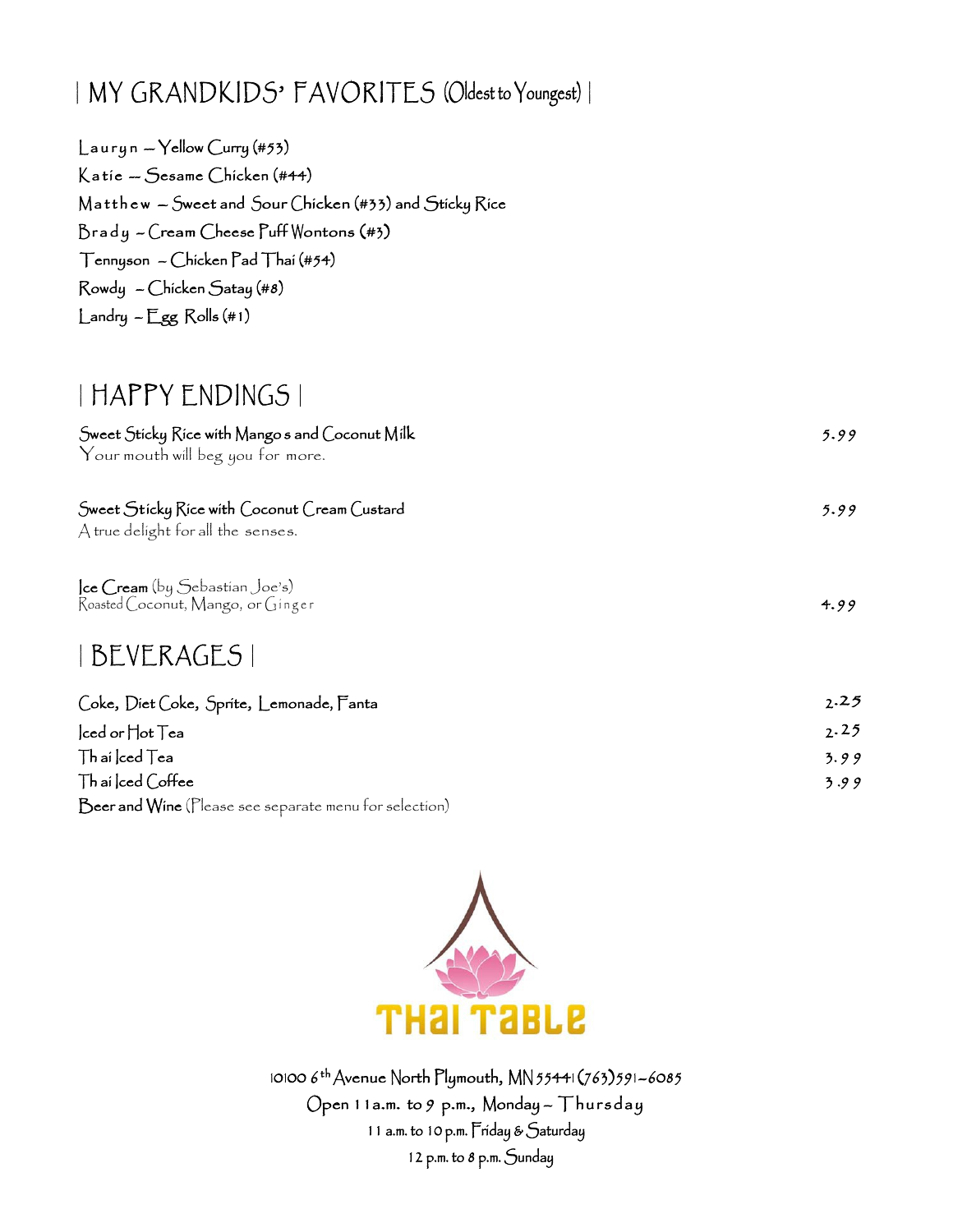## | MY GRANDKIDS' FAVORITES (Oldest to Youngest) |

Lauryn – Yellow Curry (#53)
Katie – Sesame Chicken (#44)
Matthew – Sweet and Sour Chicken (#33) and Sticky Rice
Brady – Cream Cheese Puff Wontons (#3)
Tennyson – Chicken Pad Thai (#54)
Rowdy – Chicken Satay (#8)
Landry – Egg Rolls (#1)

## | HAPPY ENDINGS |

| | |
|---|---|
| Sweet Sticky Rice with Mangos and Coconut Milk<br>Your mouth will beg you for more. | 5.99 |
| Sweet Sticky Rice with Coconut Cream Custard<br>A true delight for all the senses. | 5.99 |
| Ice Cream (by Sebastian Joe's)<br>Roasted Coconut, Mango, or Ginger | 4.99 |

## | BEVERAGES |

| | |
|---|---|
| Coke, Diet Coke, Sprite, Lemonade, Fanta | 2.25 |
| Iced or Hot Tea | 2.25 |
| Thai Iced Tea | 3.99 |
| Thai Iced Coffee | 3.99 |
| Beer and Wine (Please see separate menu for selection) | |

THAI TABLE

10100 6th Avenue North Plymouth, MN 55441 (763)591-6085
Open 11 a.m. to 9 p.m., Monday – Thursday
11 a.m. to 10 p.m. Friday & Saturday
12 p.m. to 8 p.m. Sunday